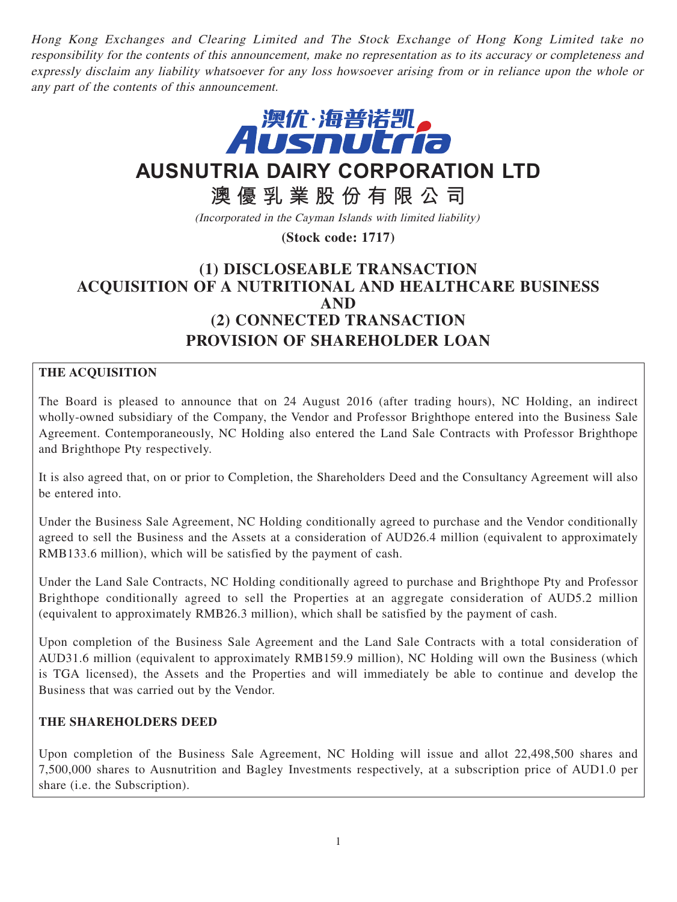*Hong Kong Exchanges and Clearing Limited and The Stock Exchange of Hong Kong Limited take no responsibility for the contents of this announcement, make no representation as to its accuracy or completeness and expressly disclaim any liability whatsoever for any loss howsoever arising from or in reliance upon the whole or any part of the contents of this announcement.*

澳优·海普诺凯
Ausnutria

# AUSNUTRIA DAIRY CORPORATION LTD

# 澳優乳業股份有限公司

*(Incorporated in the Cayman Islands with limited liability)*

**(Stock code: 1717)**

# (1) DISCLOSEABLE TRANSACTION ACQUISITION OF A NUTRITIONAL AND HEALTHCARE BUSINESS AND (2) CONNECTED TRANSACTION PROVISION OF SHAREHOLDER LOAN

**THE ACQUISITION**

The Board is pleased to announce that on 24 August 2016 (after trading hours), NC Holding, an indirect wholly-owned subsidiary of the Company, the Vendor and Professor Brighthope entered into the Business Sale Agreement. Contemporaneously, NC Holding also entered the Land Sale Contracts with Professor Brighthope and Brighthope Pty respectively.

It is also agreed that, on or prior to Completion, the Shareholders Deed and the Consultancy Agreement will also be entered into.

Under the Business Sale Agreement, NC Holding conditionally agreed to purchase and the Vendor conditionally agreed to sell the Business and the Assets at a consideration of AUD26.4 million (equivalent to approximately RMB133.6 million), which will be satisfied by the payment of cash.

Under the Land Sale Contracts, NC Holding conditionally agreed to purchase and Brighthope Pty and Professor Brighthope conditionally agreed to sell the Properties at an aggregate consideration of AUD5.2 million (equivalent to approximately RMB26.3 million), which shall be satisfied by the payment of cash.

Upon completion of the Business Sale Agreement and the Land Sale Contracts with a total consideration of AUD31.6 million (equivalent to approximately RMB159.9 million), NC Holding will own the Business (which is TGA licensed), the Assets and the Properties and will immediately be able to continue and develop the Business that was carried out by the Vendor.

**THE SHAREHOLDERS DEED**

Upon completion of the Business Sale Agreement, NC Holding will issue and allot 22,498,500 shares and 7,500,000 shares to Ausnutrition and Bagley Investments respectively, at a subscription price of AUD1.0 per share (i.e. the Subscription).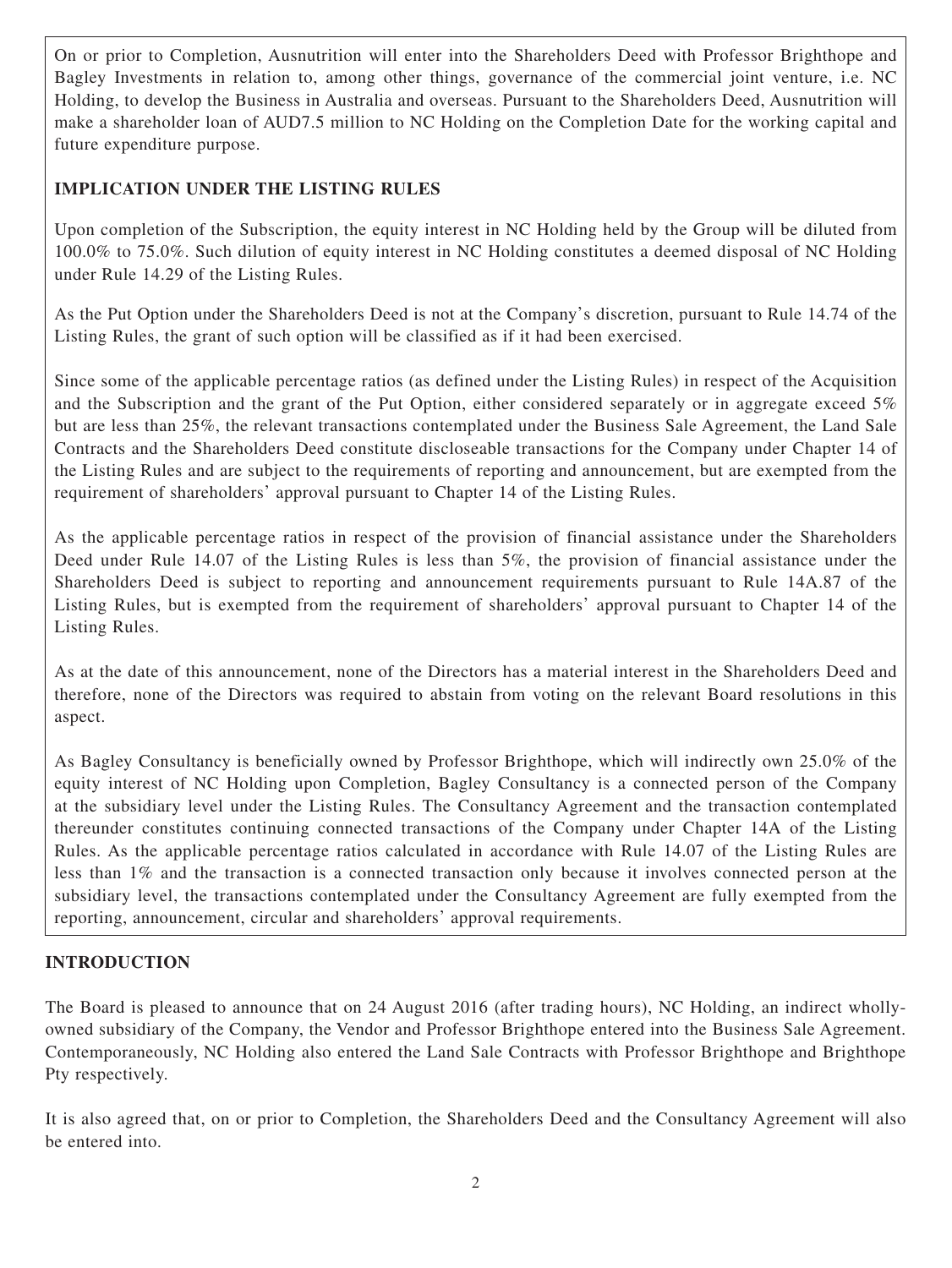On or prior to Completion, Ausnutrition will enter into the Shareholders Deed with Professor Brighthope and Bagley Investments in relation to, among other things, governance of the commercial joint venture, i.e. NC Holding, to develop the Business in Australia and overseas. Pursuant to the Shareholders Deed, Ausnutrition will make a shareholder loan of AUD7.5 million to NC Holding on the Completion Date for the working capital and future expenditure purpose.

**IMPLICATION UNDER THE LISTING RULES**

Upon completion of the Subscription, the equity interest in NC Holding held by the Group will be diluted from 100.0% to 75.0%. Such dilution of equity interest in NC Holding constitutes a deemed disposal of NC Holding under Rule 14.29 of the Listing Rules.

As the Put Option under the Shareholders Deed is not at the Company's discretion, pursuant to Rule 14.74 of the Listing Rules, the grant of such option will be classified as if it had been exercised.

Since some of the applicable percentage ratios (as defined under the Listing Rules) in respect of the Acquisition and the Subscription and the grant of the Put Option, either considered separately or in aggregate exceed 5% but are less than 25%, the relevant transactions contemplated under the Business Sale Agreement, the Land Sale Contracts and the Shareholders Deed constitute discloseable transactions for the Company under Chapter 14 of the Listing Rules and are subject to the requirements of reporting and announcement, but are exempted from the requirement of shareholders' approval pursuant to Chapter 14 of the Listing Rules.

As the applicable percentage ratios in respect of the provision of financial assistance under the Shareholders Deed under Rule 14.07 of the Listing Rules is less than 5%, the provision of financial assistance under the Shareholders Deed is subject to reporting and announcement requirements pursuant to Rule 14A.87 of the Listing Rules, but is exempted from the requirement of shareholders' approval pursuant to Chapter 14 of the Listing Rules.

As at the date of this announcement, none of the Directors has a material interest in the Shareholders Deed and therefore, none of the Directors was required to abstain from voting on the relevant Board resolutions in this aspect.

As Bagley Consultancy is beneficially owned by Professor Brighthope, which will indirectly own 25.0% of the equity interest of NC Holding upon Completion, Bagley Consultancy is a connected person of the Company at the subsidiary level under the Listing Rules. The Consultancy Agreement and the transaction contemplated thereunder constitutes continuing connected transactions of the Company under Chapter 14A of the Listing Rules. As the applicable percentage ratios calculated in accordance with Rule 14.07 of the Listing Rules are less than 1% and the transaction is a connected transaction only because it involves connected person at the subsidiary level, the transactions contemplated under the Consultancy Agreement are fully exempted from the reporting, announcement, circular and shareholders' approval requirements.

**INTRODUCTION**

The Board is pleased to announce that on 24 August 2016 (after trading hours), NC Holding, an indirect wholly-owned subsidiary of the Company, the Vendor and Professor Brighthope entered into the Business Sale Agreement. Contemporaneously, NC Holding also entered the Land Sale Contracts with Professor Brighthope and Brighthope Pty respectively.

It is also agreed that, on or prior to Completion, the Shareholders Deed and the Consultancy Agreement will also be entered into.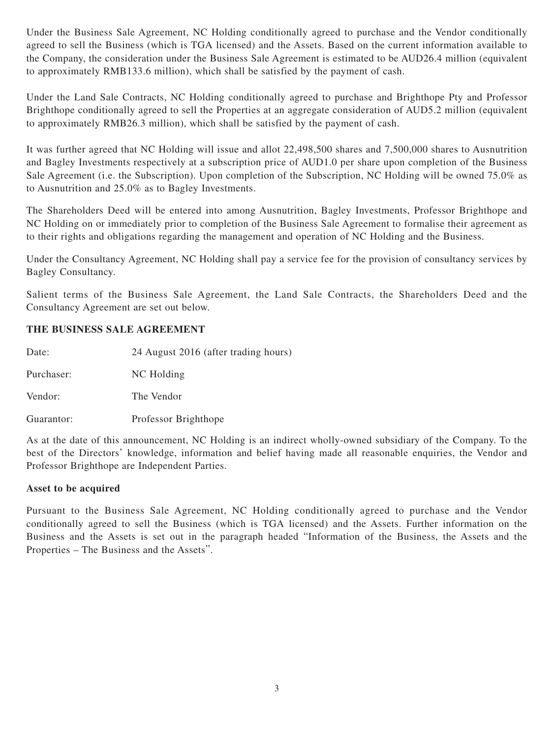Under the Business Sale Agreement, NC Holding conditionally agreed to purchase and the Vendor conditionally agreed to sell the Business (which is TGA licensed) and the Assets. Based on the current information available to the Company, the consideration under the Business Sale Agreement is estimated to be AUD26.4 million (equivalent to approximately RMB133.6 million), which shall be satisfied by the payment of cash.

Under the Land Sale Contracts, NC Holding conditionally agreed to purchase and Brighthope Pty and Professor Brighthope conditionally agreed to sell the Properties at an aggregate consideration of AUD5.2 million (equivalent to approximately RMB26.3 million), which shall be satisfied by the payment of cash.

It was further agreed that NC Holding will issue and allot 22,498,500 shares and 7,500,000 shares to Ausnutrition and Bagley Investments respectively at a subscription price of AUD1.0 per share upon completion of the Business Sale Agreement (i.e. the Subscription). Upon completion of the Subscription, NC Holding will be owned 75.0% as to Ausnutrition and 25.0% as to Bagley Investments.

The Shareholders Deed will be entered into among Ausnutrition, Bagley Investments, Professor Brighthope and NC Holding on or immediately prior to completion of the Business Sale Agreement to formalise their agreement as to their rights and obligations regarding the management and operation of NC Holding and the Business.

Under the Consultancy Agreement, NC Holding shall pay a service fee for the provision of consultancy services by Bagley Consultancy.

Salient terms of the Business Sale Agreement, the Land Sale Contracts, the Shareholders Deed and the Consultancy Agreement are set out below.

## THE BUSINESS SALE AGREEMENT

Date: 24 August 2016 (after trading hours)

Purchaser: NC Holding

Vendor: The Vendor

Guarantor: Professor Brighthope

As at the date of this announcement, NC Holding is an indirect wholly-owned subsidiary of the Company. To the best of the Directors' knowledge, information and belief having made all reasonable enquiries, the Vendor and Professor Brighthope are Independent Parties.

### Asset to be acquired

Pursuant to the Business Sale Agreement, NC Holding conditionally agreed to purchase and the Vendor conditionally agreed to sell the Business (which is TGA licensed) and the Assets. Further information on the Business and the Assets is set out in the paragraph headed "Information of the Business, the Assets and the Properties – The Business and the Assets".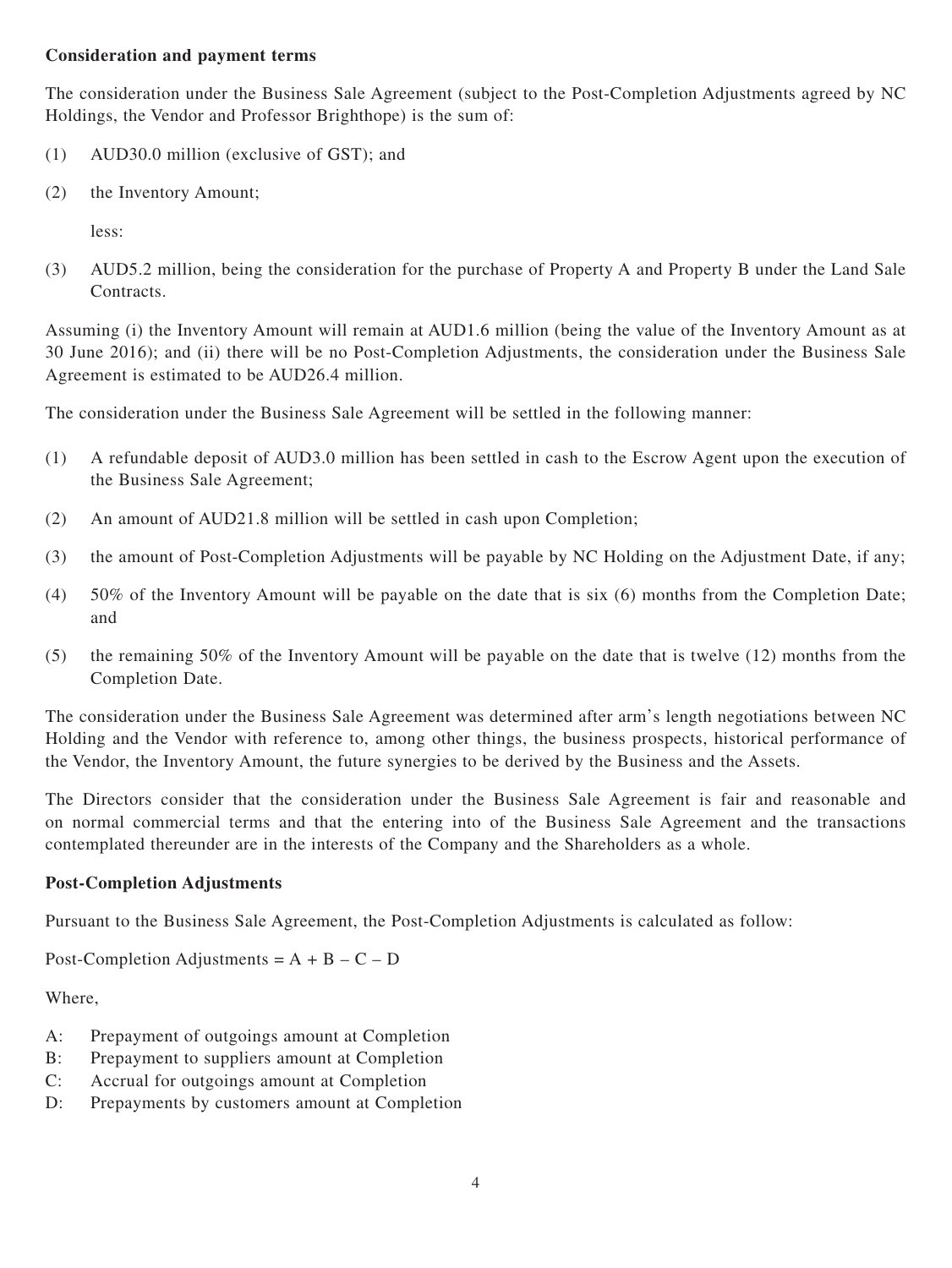**Consideration and payment terms**

The consideration under the Business Sale Agreement (subject to the Post-Completion Adjustments agreed by NC Holdings, the Vendor and Professor Brighthope) is the sum of:

(1) AUD30.0 million (exclusive of GST); and

(2) the Inventory Amount;

less:

(3) AUD5.2 million, being the consideration for the purchase of Property A and Property B under the Land Sale Contracts.

Assuming (i) the Inventory Amount will remain at AUD1.6 million (being the value of the Inventory Amount as at 30 June 2016); and (ii) there will be no Post-Completion Adjustments, the consideration under the Business Sale Agreement is estimated to be AUD26.4 million.

The consideration under the Business Sale Agreement will be settled in the following manner:

(1) A refundable deposit of AUD3.0 million has been settled in cash to the Escrow Agent upon the execution of the Business Sale Agreement;

(2) An amount of AUD21.8 million will be settled in cash upon Completion;

(3) the amount of Post-Completion Adjustments will be payable by NC Holding on the Adjustment Date, if any;

(4) 50% of the Inventory Amount will be payable on the date that is six (6) months from the Completion Date; and

(5) the remaining 50% of the Inventory Amount will be payable on the date that is twelve (12) months from the Completion Date.

The consideration under the Business Sale Agreement was determined after arm's length negotiations between NC Holding and the Vendor with reference to, among other things, the business prospects, historical performance of the Vendor, the Inventory Amount, the future synergies to be derived by the Business and the Assets.

The Directors consider that the consideration under the Business Sale Agreement is fair and reasonable and on normal commercial terms and that the entering into of the Business Sale Agreement and the transactions contemplated thereunder are in the interests of the Company and the Shareholders as a whole.

**Post-Completion Adjustments**

Pursuant to the Business Sale Agreement, the Post-Completion Adjustments is calculated as follow:

Post-Completion Adjustments = A + B – C – D

Where,

A: Prepayment of outgoings amount at Completion
B: Prepayment to suppliers amount at Completion
C: Accrual for outgoings amount at Completion
D: Prepayments by customers amount at Completion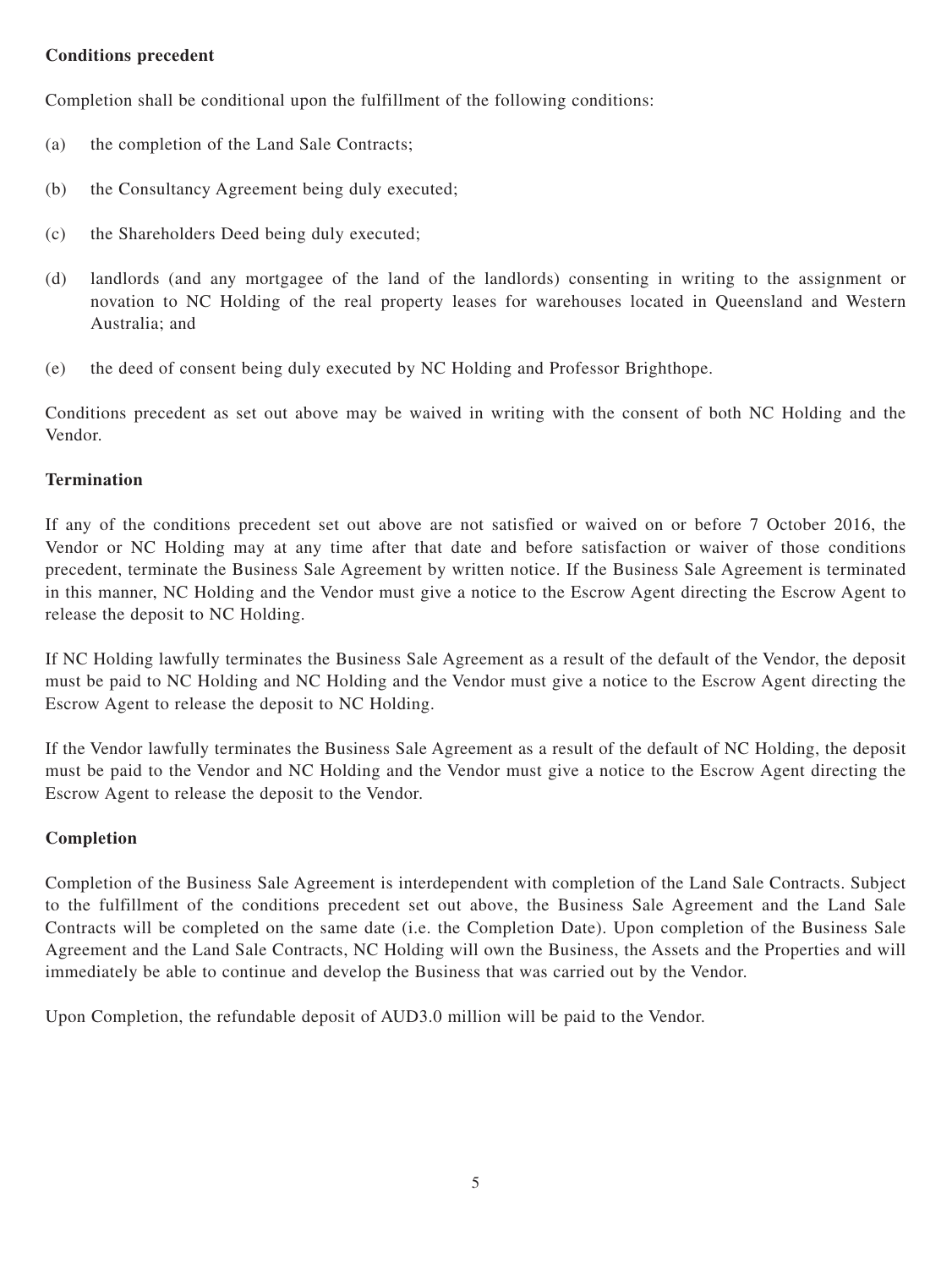**Conditions precedent**

Completion shall be conditional upon the fulfillment of the following conditions:

(a) the completion of the Land Sale Contracts;

(b) the Consultancy Agreement being duly executed;

(c) the Shareholders Deed being duly executed;

(d) landlords (and any mortgagee of the land of the landlords) consenting in writing to the assignment or novation to NC Holding of the real property leases for warehouses located in Queensland and Western Australia; and

(e) the deed of consent being duly executed by NC Holding and Professor Brighthope.

Conditions precedent as set out above may be waived in writing with the consent of both NC Holding and the Vendor.

**Termination**

If any of the conditions precedent set out above are not satisfied or waived on or before 7 October 2016, the Vendor or NC Holding may at any time after that date and before satisfaction or waiver of those conditions precedent, terminate the Business Sale Agreement by written notice. If the Business Sale Agreement is terminated in this manner, NC Holding and the Vendor must give a notice to the Escrow Agent directing the Escrow Agent to release the deposit to NC Holding.

If NC Holding lawfully terminates the Business Sale Agreement as a result of the default of the Vendor, the deposit must be paid to NC Holding and NC Holding and the Vendor must give a notice to the Escrow Agent directing the Escrow Agent to release the deposit to NC Holding.

If the Vendor lawfully terminates the Business Sale Agreement as a result of the default of NC Holding, the deposit must be paid to the Vendor and NC Holding and the Vendor must give a notice to the Escrow Agent directing the Escrow Agent to release the deposit to the Vendor.

**Completion**

Completion of the Business Sale Agreement is interdependent with completion of the Land Sale Contracts. Subject to the fulfillment of the conditions precedent set out above, the Business Sale Agreement and the Land Sale Contracts will be completed on the same date (i.e. the Completion Date). Upon completion of the Business Sale Agreement and the Land Sale Contracts, NC Holding will own the Business, the Assets and the Properties and will immediately be able to continue and develop the Business that was carried out by the Vendor.

Upon Completion, the refundable deposit of AUD3.0 million will be paid to the Vendor.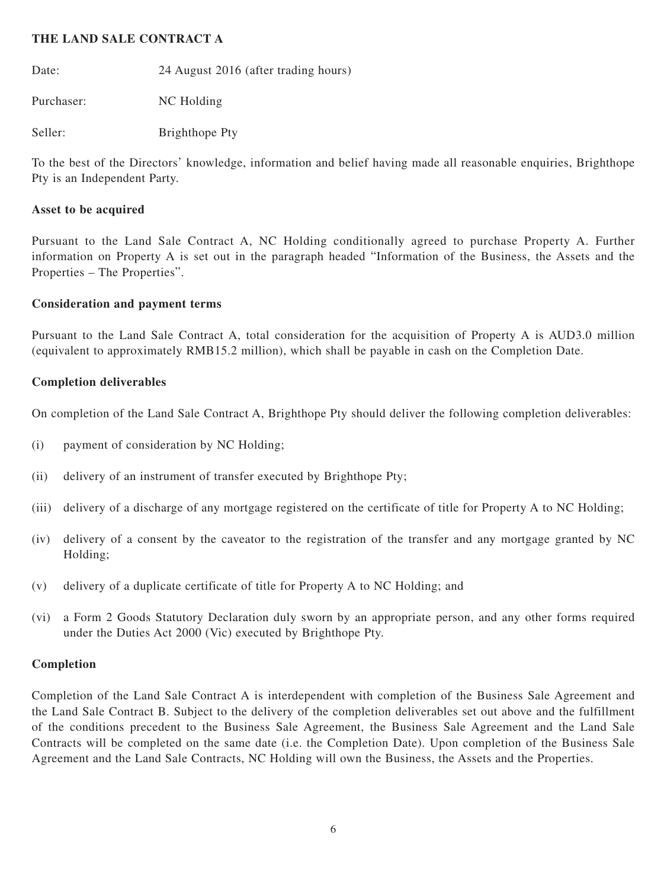## THE LAND SALE CONTRACT A

Date: 24 August 2016 (after trading hours)

Purchaser: NC Holding

Seller: Brighthope Pty

To the best of the Directors' knowledge, information and belief having made all reasonable enquiries, Brighthope Pty is an Independent Party.

### Asset to be acquired

Pursuant to the Land Sale Contract A, NC Holding conditionally agreed to purchase Property A. Further information on Property A is set out in the paragraph headed "Information of the Business, the Assets and the Properties – The Properties".

### Consideration and payment terms

Pursuant to the Land Sale Contract A, total consideration for the acquisition of Property A is AUD3.0 million (equivalent to approximately RMB15.2 million), which shall be payable in cash on the Completion Date.

### Completion deliverables

On completion of the Land Sale Contract A, Brighthope Pty should deliver the following completion deliverables:

(i) payment of consideration by NC Holding;

(ii) delivery of an instrument of transfer executed by Brighthope Pty;

(iii) delivery of a discharge of any mortgage registered on the certificate of title for Property A to NC Holding;

(iv) delivery of a consent by the caveator to the registration of the transfer and any mortgage granted by NC Holding;

(v) delivery of a duplicate certificate of title for Property A to NC Holding; and

(vi) a Form 2 Goods Statutory Declaration duly sworn by an appropriate person, and any other forms required under the Duties Act 2000 (Vic) executed by Brighthope Pty.

### Completion

Completion of the Land Sale Contract A is interdependent with completion of the Business Sale Agreement and the Land Sale Contract B. Subject to the delivery of the completion deliverables set out above and the fulfillment of the conditions precedent to the Business Sale Agreement, the Business Sale Agreement and the Land Sale Contracts will be completed on the same date (i.e. the Completion Date). Upon completion of the Business Sale Agreement and the Land Sale Contracts, NC Holding will own the Business, the Assets and the Properties.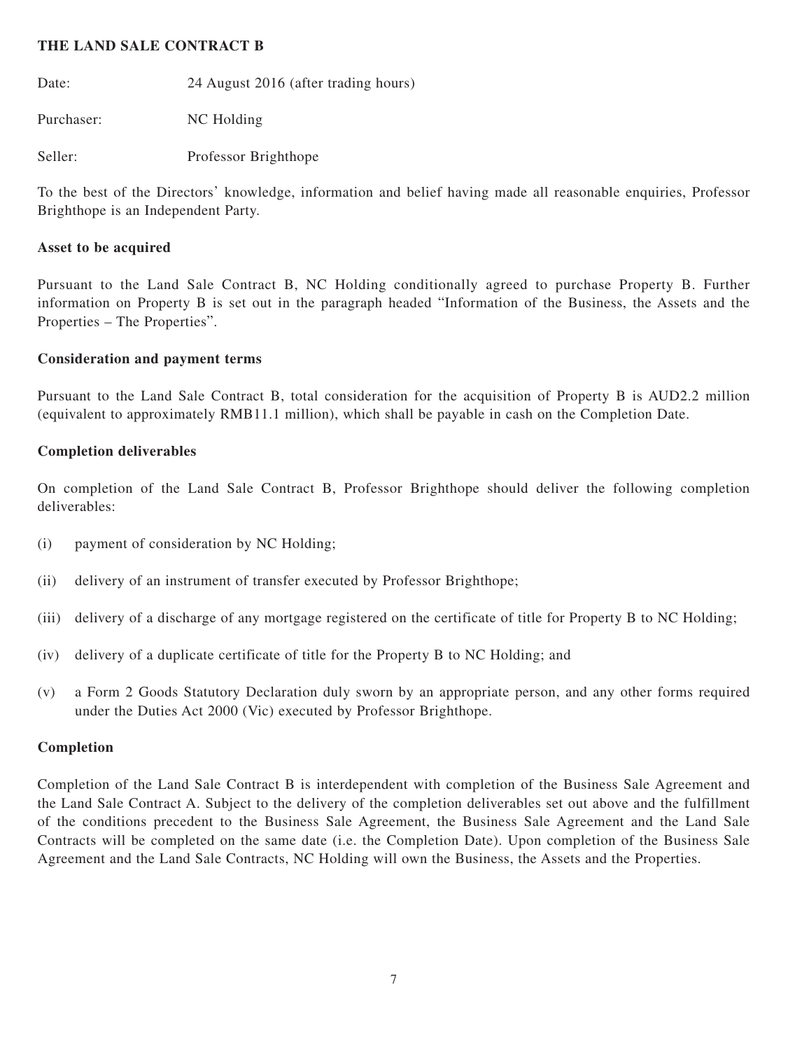**THE LAND SALE CONTRACT B**

Date: 24 August 2016 (after trading hours)

Purchaser: NC Holding

Seller: Professor Brighthope

To the best of the Directors' knowledge, information and belief having made all reasonable enquiries, Professor Brighthope is an Independent Party.

**Asset to be acquired**

Pursuant to the Land Sale Contract B, NC Holding conditionally agreed to purchase Property B. Further information on Property B is set out in the paragraph headed "Information of the Business, the Assets and the Properties – The Properties".

**Consideration and payment terms**

Pursuant to the Land Sale Contract B, total consideration for the acquisition of Property B is AUD2.2 million (equivalent to approximately RMB11.1 million), which shall be payable in cash on the Completion Date.

**Completion deliverables**

On completion of the Land Sale Contract B, Professor Brighthope should deliver the following completion deliverables:

(i) payment of consideration by NC Holding;

(ii) delivery of an instrument of transfer executed by Professor Brighthope;

(iii) delivery of a discharge of any mortgage registered on the certificate of title for Property B to NC Holding;

(iv) delivery of a duplicate certificate of title for the Property B to NC Holding; and

(v) a Form 2 Goods Statutory Declaration duly sworn by an appropriate person, and any other forms required under the Duties Act 2000 (Vic) executed by Professor Brighthope.

**Completion**

Completion of the Land Sale Contract B is interdependent with completion of the Business Sale Agreement and the Land Sale Contract A. Subject to the delivery of the completion deliverables set out above and the fulfillment of the conditions precedent to the Business Sale Agreement, the Business Sale Agreement and the Land Sale Contracts will be completed on the same date (i.e. the Completion Date). Upon completion of the Business Sale Agreement and the Land Sale Contracts, NC Holding will own the Business, the Assets and the Properties.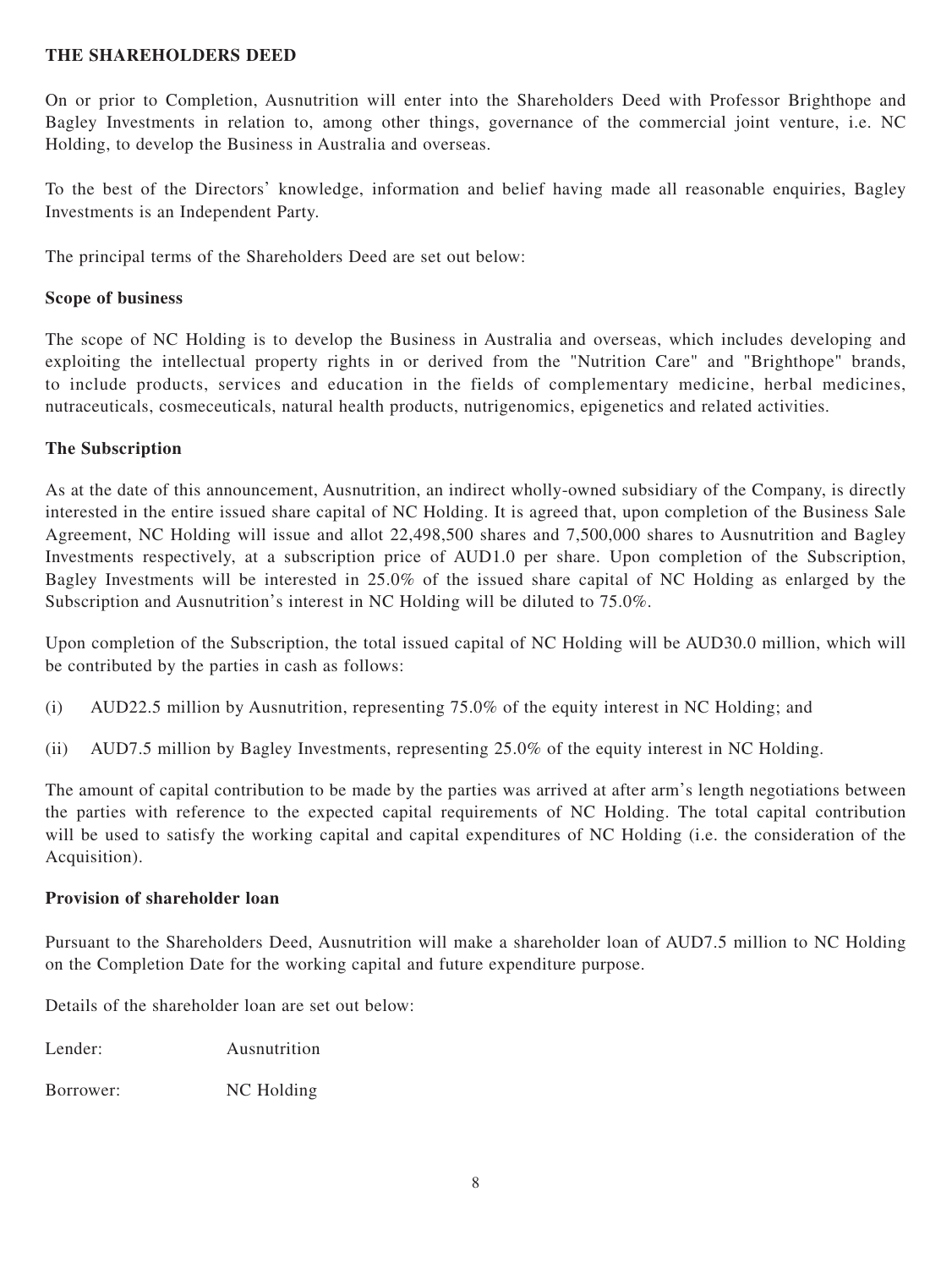**THE SHAREHOLDERS DEED**

On or prior to Completion, Ausnutrition will enter into the Shareholders Deed with Professor Brighthope and Bagley Investments in relation to, among other things, governance of the commercial joint venture, i.e. NC Holding, to develop the Business in Australia and overseas.

To the best of the Directors' knowledge, information and belief having made all reasonable enquiries, Bagley Investments is an Independent Party.

The principal terms of the Shareholders Deed are set out below:

**Scope of business**

The scope of NC Holding is to develop the Business in Australia and overseas, which includes developing and exploiting the intellectual property rights in or derived from the "Nutrition Care" and "Brighthope" brands, to include products, services and education in the fields of complementary medicine, herbal medicines, nutraceuticals, cosmeceuticals, natural health products, nutrigenomics, epigenetics and related activities.

**The Subscription**

As at the date of this announcement, Ausnutrition, an indirect wholly-owned subsidiary of the Company, is directly interested in the entire issued share capital of NC Holding. It is agreed that, upon completion of the Business Sale Agreement, NC Holding will issue and allot 22,498,500 shares and 7,500,000 shares to Ausnutrition and Bagley Investments respectively, at a subscription price of AUD1.0 per share. Upon completion of the Subscription, Bagley Investments will be interested in 25.0% of the issued share capital of NC Holding as enlarged by the Subscription and Ausnutrition's interest in NC Holding will be diluted to 75.0%.

Upon completion of the Subscription, the total issued capital of NC Holding will be AUD30.0 million, which will be contributed by the parties in cash as follows:

(i) AUD22.5 million by Ausnutrition, representing 75.0% of the equity interest in NC Holding; and

(ii) AUD7.5 million by Bagley Investments, representing 25.0% of the equity interest in NC Holding.

The amount of capital contribution to be made by the parties was arrived at after arm's length negotiations between the parties with reference to the expected capital requirements of NC Holding. The total capital contribution will be used to satisfy the working capital and capital expenditures of NC Holding (i.e. the consideration of the Acquisition).

**Provision of shareholder loan**

Pursuant to the Shareholders Deed, Ausnutrition will make a shareholder loan of AUD7.5 million to NC Holding on the Completion Date for the working capital and future expenditure purpose.

Details of the shareholder loan are set out below:

Lender: Ausnutrition

Borrower: NC Holding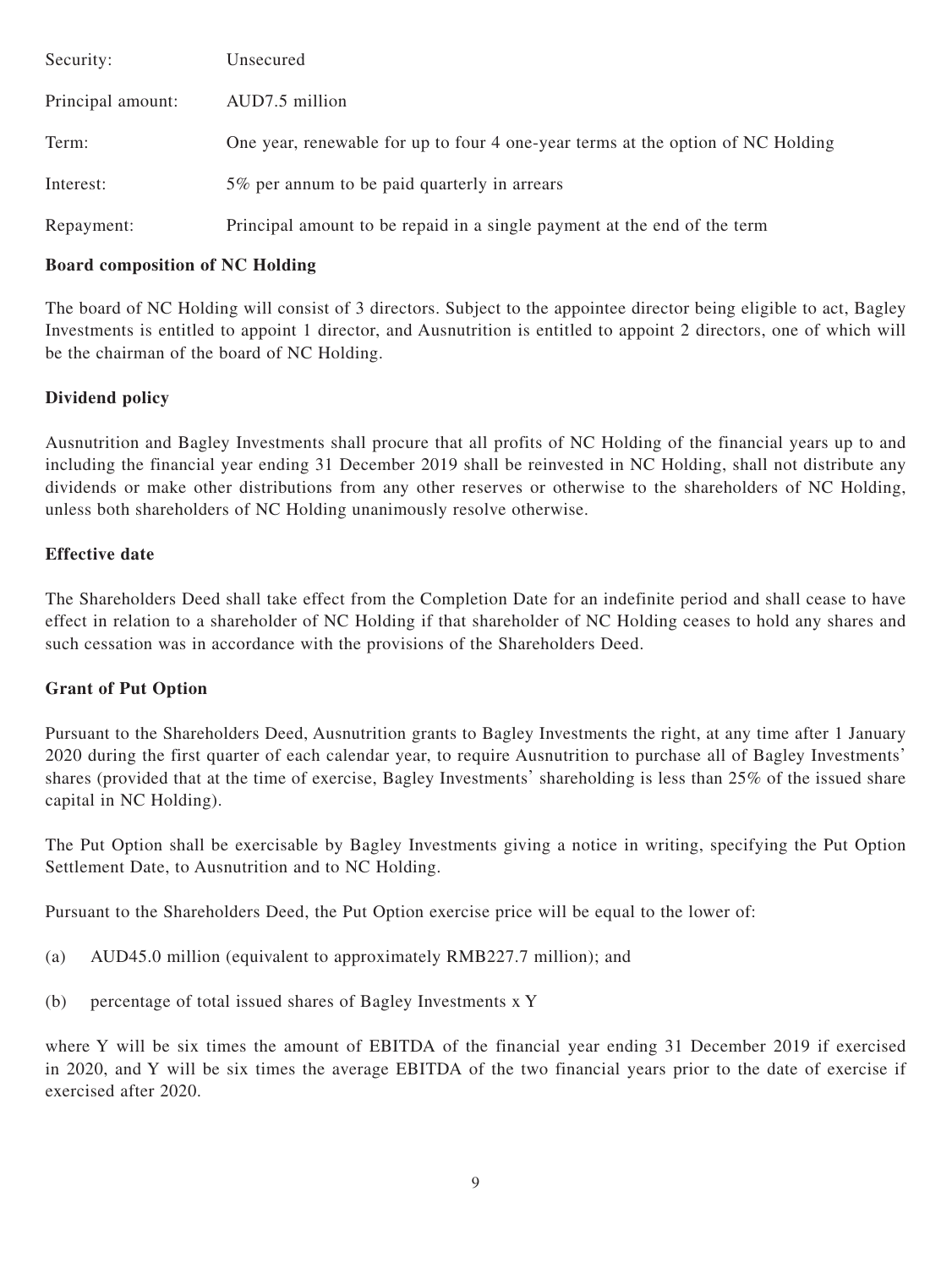| | |
|---|---|
| Security: | Unsecured |
| Principal amount: | AUD7.5 million |
| Term: | One year, renewable for up to four 4 one-year terms at the option of NC Holding |
| Interest: | 5% per annum to be paid quarterly in arrears |
| Repayment: | Principal amount to be repaid in a single payment at the end of the term |

**Board composition of NC Holding**

The board of NC Holding will consist of 3 directors. Subject to the appointee director being eligible to act, Bagley Investments is entitled to appoint 1 director, and Ausnutrition is entitled to appoint 2 directors, one of which will be the chairman of the board of NC Holding.

**Dividend policy**

Ausnutrition and Bagley Investments shall procure that all profits of NC Holding of the financial years up to and including the financial year ending 31 December 2019 shall be reinvested in NC Holding, shall not distribute any dividends or make other distributions from any other reserves or otherwise to the shareholders of NC Holding, unless both shareholders of NC Holding unanimously resolve otherwise.

**Effective date**

The Shareholders Deed shall take effect from the Completion Date for an indefinite period and shall cease to have effect in relation to a shareholder of NC Holding if that shareholder of NC Holding ceases to hold any shares and such cessation was in accordance with the provisions of the Shareholders Deed.

**Grant of Put Option**

Pursuant to the Shareholders Deed, Ausnutrition grants to Bagley Investments the right, at any time after 1 January 2020 during the first quarter of each calendar year, to require Ausnutrition to purchase all of Bagley Investments' shares (provided that at the time of exercise, Bagley Investments' shareholding is less than 25% of the issued share capital in NC Holding).

The Put Option shall be exercisable by Bagley Investments giving a notice in writing, specifying the Put Option Settlement Date, to Ausnutrition and to NC Holding.

Pursuant to the Shareholders Deed, the Put Option exercise price will be equal to the lower of:

(a) AUD45.0 million (equivalent to approximately RMB227.7 million); and

(b) percentage of total issued shares of Bagley Investments x Y

where Y will be six times the amount of EBITDA of the financial year ending 31 December 2019 if exercised in 2020, and Y will be six times the average EBITDA of the two financial years prior to the date of exercise if exercised after 2020.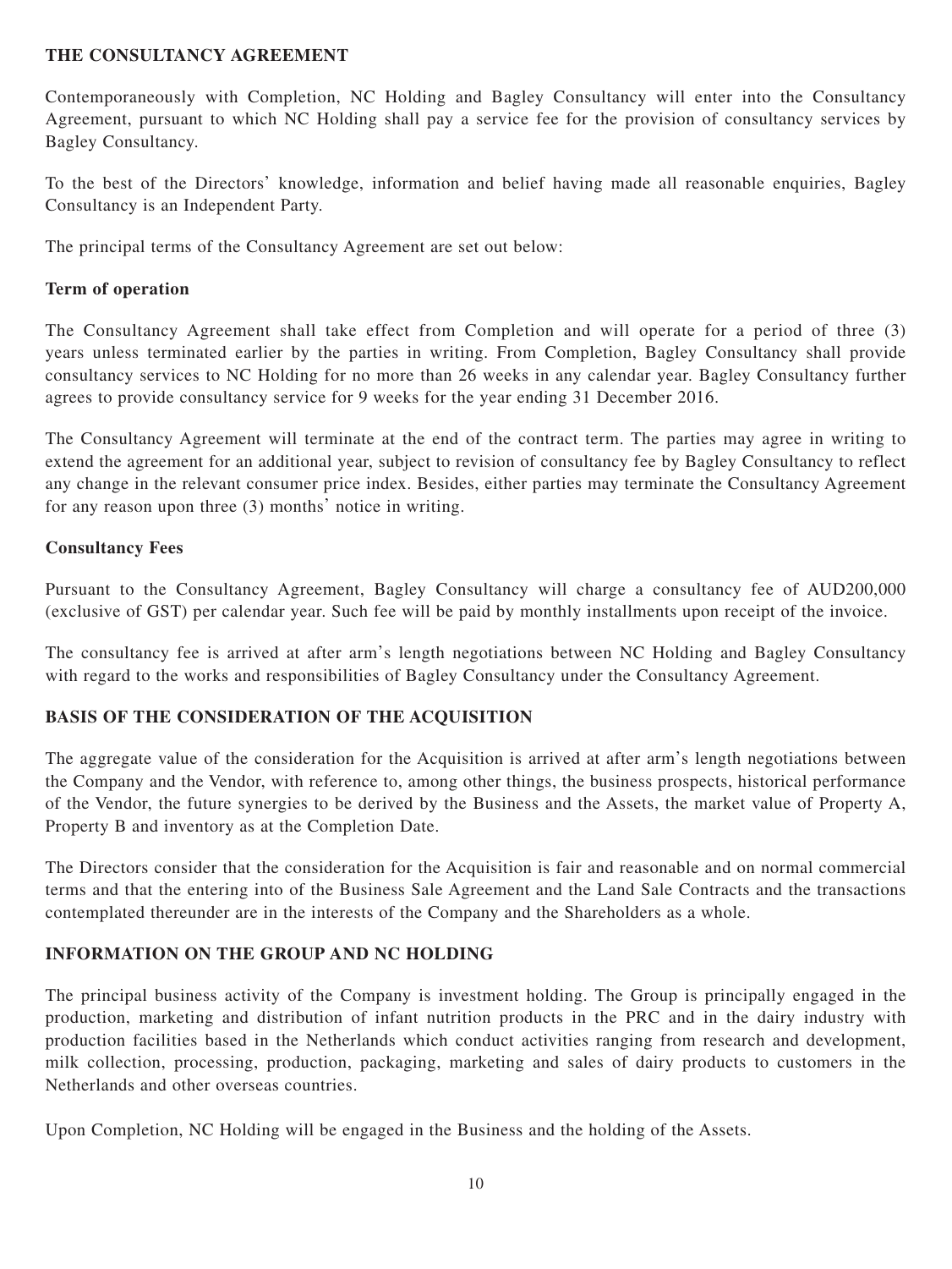## THE CONSULTANCY AGREEMENT

Contemporaneously with Completion, NC Holding and Bagley Consultancy will enter into the Consultancy Agreement, pursuant to which NC Holding shall pay a service fee for the provision of consultancy services by Bagley Consultancy.

To the best of the Directors' knowledge, information and belief having made all reasonable enquiries, Bagley Consultancy is an Independent Party.

The principal terms of the Consultancy Agreement are set out below:

### Term of operation

The Consultancy Agreement shall take effect from Completion and will operate for a period of three (3) years unless terminated earlier by the parties in writing. From Completion, Bagley Consultancy shall provide consultancy services to NC Holding for no more than 26 weeks in any calendar year. Bagley Consultancy further agrees to provide consultancy service for 9 weeks for the year ending 31 December 2016.

The Consultancy Agreement will terminate at the end of the contract term. The parties may agree in writing to extend the agreement for an additional year, subject to revision of consultancy fee by Bagley Consultancy to reflect any change in the relevant consumer price index. Besides, either parties may terminate the Consultancy Agreement for any reason upon three (3) months' notice in writing.

### Consultancy Fees

Pursuant to the Consultancy Agreement, Bagley Consultancy will charge a consultancy fee of AUD200,000 (exclusive of GST) per calendar year. Such fee will be paid by monthly installments upon receipt of the invoice.

The consultancy fee is arrived at after arm's length negotiations between NC Holding and Bagley Consultancy with regard to the works and responsibilities of Bagley Consultancy under the Consultancy Agreement.

## BASIS OF THE CONSIDERATION OF THE ACQUISITION

The aggregate value of the consideration for the Acquisition is arrived at after arm's length negotiations between the Company and the Vendor, with reference to, among other things, the business prospects, historical performance of the Vendor, the future synergies to be derived by the Business and the Assets, the market value of Property A, Property B and inventory as at the Completion Date.

The Directors consider that the consideration for the Acquisition is fair and reasonable and on normal commercial terms and that the entering into of the Business Sale Agreement and the Land Sale Contracts and the transactions contemplated thereunder are in the interests of the Company and the Shareholders as a whole.

## INFORMATION ON THE GROUP AND NC HOLDING

The principal business activity of the Company is investment holding. The Group is principally engaged in the production, marketing and distribution of infant nutrition products in the PRC and in the dairy industry with production facilities based in the Netherlands which conduct activities ranging from research and development, milk collection, processing, production, packaging, marketing and sales of dairy products to customers in the Netherlands and other overseas countries.

Upon Completion, NC Holding will be engaged in the Business and the holding of the Assets.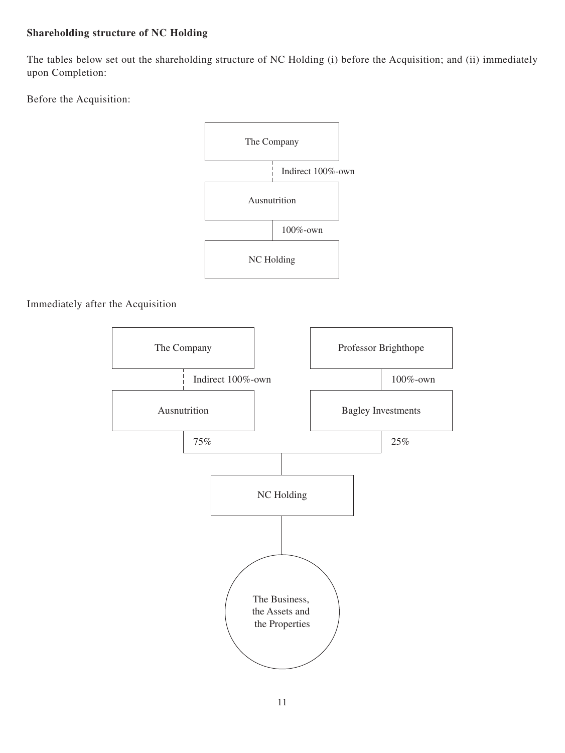**Shareholding structure of NC Holding**

The tables below set out the shareholding structure of NC Holding (i) before the Acquisition; and (ii) immediately upon Completion:

Before the Acquisition:

```
        The Company
             ¦
             ¦  Indirect 100%-own
             ¦
        Ausnutrition
             |
             |  100%-own
             |
        NC Holding
```

Immediately after the Acquisition

```
   The Company                    Professor Brighthope
        ¦                                  |
        ¦  Indirect 100%-own               |  100%-own
        ¦                                  |
   Ausnutrition                    Bagley Investments
        |                                  |
        |  75%                             |  25%
        |_________________________________|
                         |
                    NC Holding
                         |
                         |
          The Business, the Assets and the Properties
```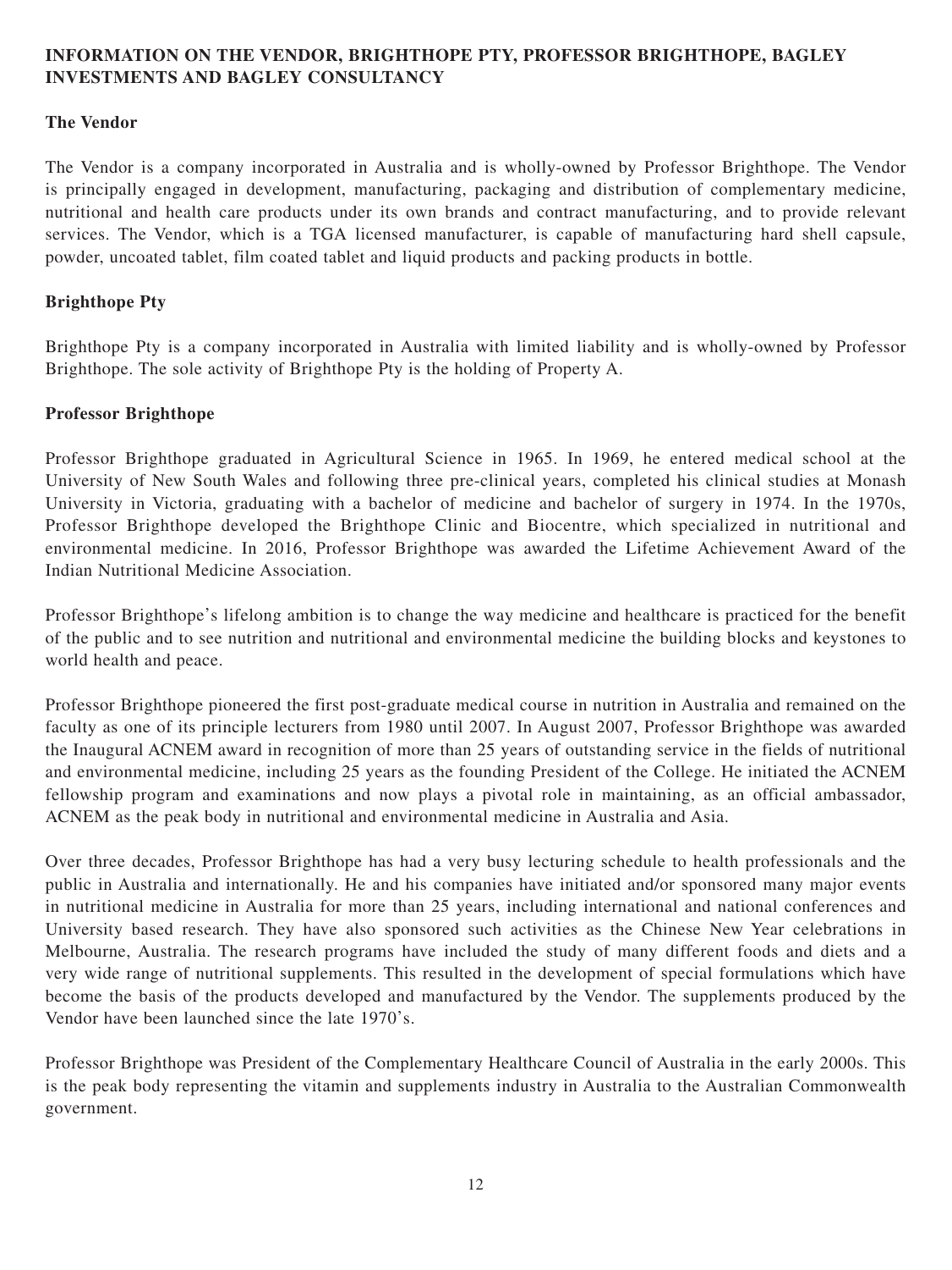## INFORMATION ON THE VENDOR, BRIGHTHOPE PTY, PROFESSOR BRIGHTHOPE, BAGLEY INVESTMENTS AND BAGLEY CONSULTANCY

### The Vendor

The Vendor is a company incorporated in Australia and is wholly-owned by Professor Brighthope. The Vendor is principally engaged in development, manufacturing, packaging and distribution of complementary medicine, nutritional and health care products under its own brands and contract manufacturing, and to provide relevant services. The Vendor, which is a TGA licensed manufacturer, is capable of manufacturing hard shell capsule, powder, uncoated tablet, film coated tablet and liquid products and packing products in bottle.

### Brighthope Pty

Brighthope Pty is a company incorporated in Australia with limited liability and is wholly-owned by Professor Brighthope. The sole activity of Brighthope Pty is the holding of Property A.

### Professor Brighthope

Professor Brighthope graduated in Agricultural Science in 1965. In 1969, he entered medical school at the University of New South Wales and following three pre-clinical years, completed his clinical studies at Monash University in Victoria, graduating with a bachelor of medicine and bachelor of surgery in 1974. In the 1970s, Professor Brighthope developed the Brighthope Clinic and Biocentre, which specialized in nutritional and environmental medicine. In 2016, Professor Brighthope was awarded the Lifetime Achievement Award of the Indian Nutritional Medicine Association.

Professor Brighthope's lifelong ambition is to change the way medicine and healthcare is practiced for the benefit of the public and to see nutrition and nutritional and environmental medicine the building blocks and keystones to world health and peace.

Professor Brighthope pioneered the first post-graduate medical course in nutrition in Australia and remained on the faculty as one of its principle lecturers from 1980 until 2007. In August 2007, Professor Brighthope was awarded the Inaugural ACNEM award in recognition of more than 25 years of outstanding service in the fields of nutritional and environmental medicine, including 25 years as the founding President of the College. He initiated the ACNEM fellowship program and examinations and now plays a pivotal role in maintaining, as an official ambassador, ACNEM as the peak body in nutritional and environmental medicine in Australia and Asia.

Over three decades, Professor Brighthope has had a very busy lecturing schedule to health professionals and the public in Australia and internationally. He and his companies have initiated and/or sponsored many major events in nutritional medicine in Australia for more than 25 years, including international and national conferences and University based research. They have also sponsored such activities as the Chinese New Year celebrations in Melbourne, Australia. The research programs have included the study of many different foods and diets and a very wide range of nutritional supplements. This resulted in the development of special formulations which have become the basis of the products developed and manufactured by the Vendor. The supplements produced by the Vendor have been launched since the late 1970's.

Professor Brighthope was President of the Complementary Healthcare Council of Australia in the early 2000s. This is the peak body representing the vitamin and supplements industry in Australia to the Australian Commonwealth government.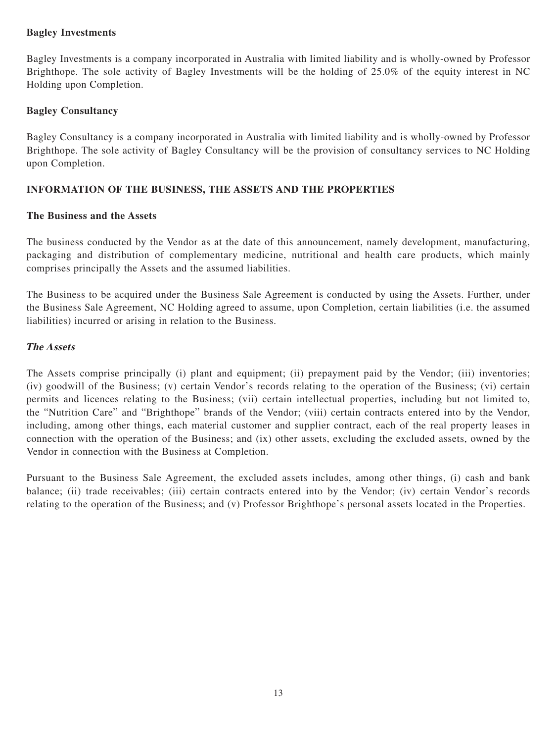**Bagley Investments**

Bagley Investments is a company incorporated in Australia with limited liability and is wholly-owned by Professor Brighthope. The sole activity of Bagley Investments will be the holding of 25.0% of the equity interest in NC Holding upon Completion.

**Bagley Consultancy**

Bagley Consultancy is a company incorporated in Australia with limited liability and is wholly-owned by Professor Brighthope. The sole activity of Bagley Consultancy will be the provision of consultancy services to NC Holding upon Completion.

## INFORMATION OF THE BUSINESS, THE ASSETS AND THE PROPERTIES

**The Business and the Assets**

The business conducted by the Vendor as at the date of this announcement, namely development, manufacturing, packaging and distribution of complementary medicine, nutritional and health care products, which mainly comprises principally the Assets and the assumed liabilities.

The Business to be acquired under the Business Sale Agreement is conducted by using the Assets. Further, under the Business Sale Agreement, NC Holding agreed to assume, upon Completion, certain liabilities (i.e. the assumed liabilities) incurred or arising in relation to the Business.

***The Assets***

The Assets comprise principally (i) plant and equipment; (ii) prepayment paid by the Vendor; (iii) inventories; (iv) goodwill of the Business; (v) certain Vendor's records relating to the operation of the Business; (vi) certain permits and licences relating to the Business; (vii) certain intellectual properties, including but not limited to, the "Nutrition Care" and "Brighthope" brands of the Vendor; (viii) certain contracts entered into by the Vendor, including, among other things, each material customer and supplier contract, each of the real property leases in connection with the operation of the Business; and (ix) other assets, excluding the excluded assets, owned by the Vendor in connection with the Business at Completion.

Pursuant to the Business Sale Agreement, the excluded assets includes, among other things, (i) cash and bank balance; (ii) trade receivables; (iii) certain contracts entered into by the Vendor; (iv) certain Vendor's records relating to the operation of the Business; and (v) Professor Brighthope's personal assets located in the Properties.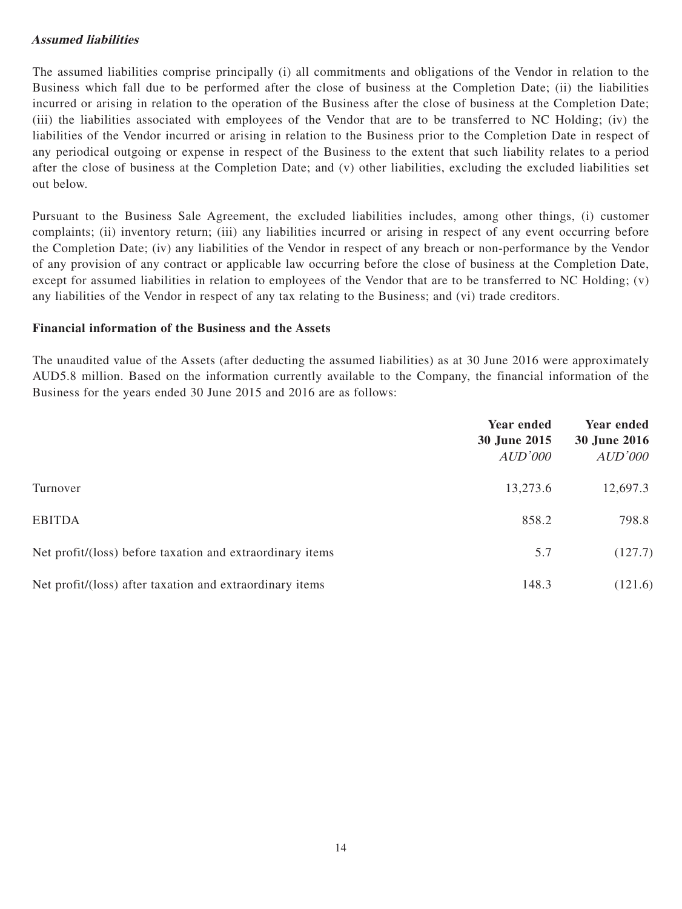***Assumed liabilities***

The assumed liabilities comprise principally (i) all commitments and obligations of the Vendor in relation to the Business which fall due to be performed after the close of business at the Completion Date; (ii) the liabilities incurred or arising in relation to the operation of the Business after the close of business at the Completion Date; (iii) the liabilities associated with employees of the Vendor that are to be transferred to NC Holding; (iv) the liabilities of the Vendor incurred or arising in relation to the Business prior to the Completion Date in respect of any periodical outgoing or expense in respect of the Business to the extent that such liability relates to a period after the close of business at the Completion Date; and (v) other liabilities, excluding the excluded liabilities set out below.

Pursuant to the Business Sale Agreement, the excluded liabilities includes, among other things, (i) customer complaints; (ii) inventory return; (iii) any liabilities incurred or arising in respect of any event occurring before the Completion Date; (iv) any liabilities of the Vendor in respect of any breach or non-performance by the Vendor of any provision of any contract or applicable law occurring before the close of business at the Completion Date, except for assumed liabilities in relation to employees of the Vendor that are to be transferred to NC Holding; (v) any liabilities of the Vendor in respect of any tax relating to the Business; and (vi) trade creditors.

**Financial information of the Business and the Assets**

The unaudited value of the Assets (after deducting the assumed liabilities) as at 30 June 2016 were approximately AUD5.8 million. Based on the information currently available to the Company, the financial information of the Business for the years ended 30 June 2015 and 2016 are as follows:

| | **Year ended 30 June 2015** *AUD'000* | **Year ended 30 June 2016** *AUD'000* |
|---|---|---|
| Turnover | 13,273.6 | 12,697.3 |
| EBITDA | 858.2 | 798.8 |
| Net profit/(loss) before taxation and extraordinary items | 5.7 | (127.7) |
| Net profit/(loss) after taxation and extraordinary items | 148.3 | (121.6) |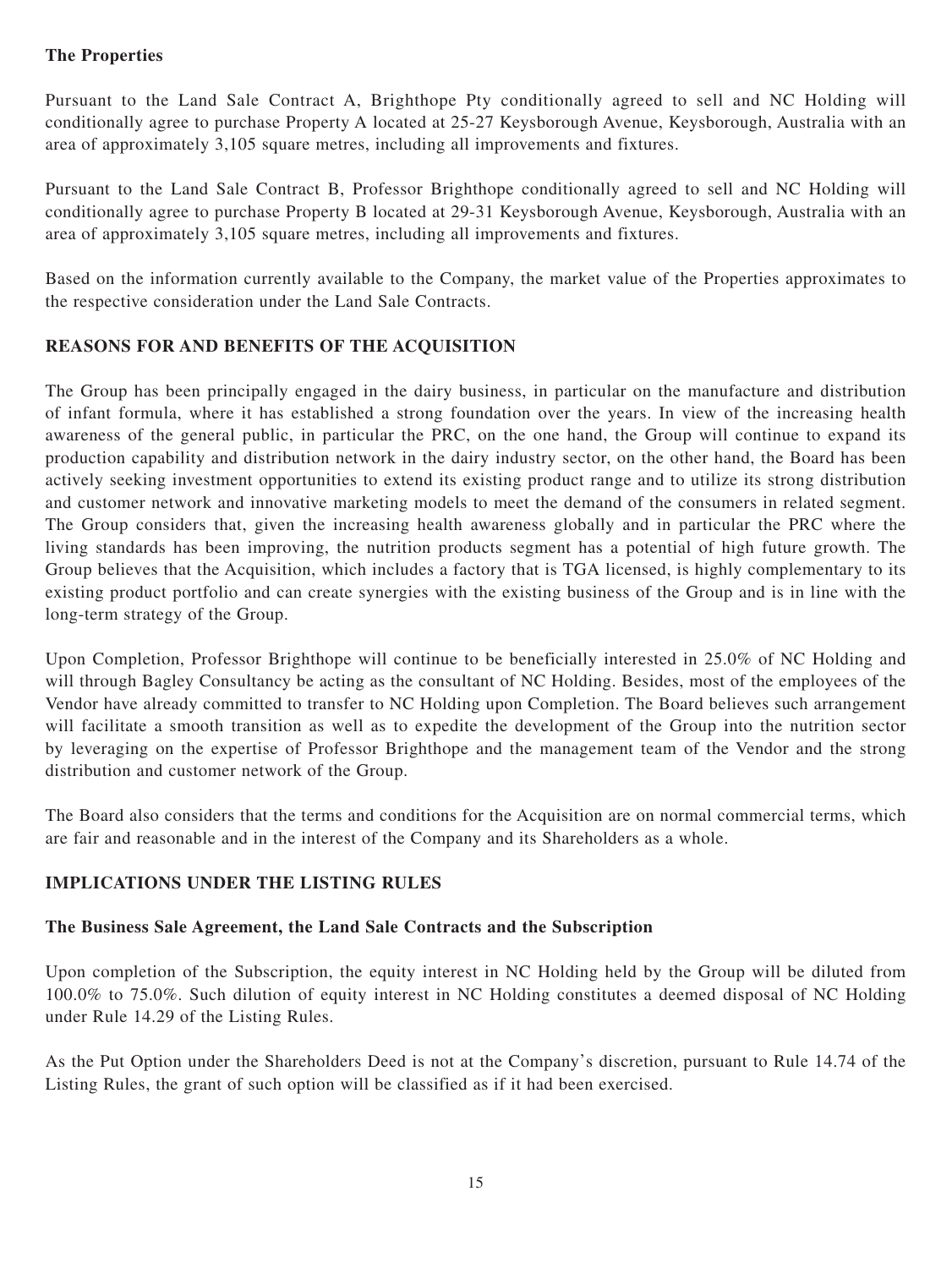**The Properties**

Pursuant to the Land Sale Contract A, Brighthope Pty conditionally agreed to sell and NC Holding will conditionally agree to purchase Property A located at 25-27 Keysborough Avenue, Keysborough, Australia with an area of approximately 3,105 square metres, including all improvements and fixtures.

Pursuant to the Land Sale Contract B, Professor Brighthope conditionally agreed to sell and NC Holding will conditionally agree to purchase Property B located at 29-31 Keysborough Avenue, Keysborough, Australia with an area of approximately 3,105 square metres, including all improvements and fixtures.

Based on the information currently available to the Company, the market value of the Properties approximates to the respective consideration under the Land Sale Contracts.

## REASONS FOR AND BENEFITS OF THE ACQUISITION

The Group has been principally engaged in the dairy business, in particular on the manufacture and distribution of infant formula, where it has established a strong foundation over the years. In view of the increasing health awareness of the general public, in particular the PRC, on the one hand, the Group will continue to expand its production capability and distribution network in the dairy industry sector, on the other hand, the Board has been actively seeking investment opportunities to extend its existing product range and to utilize its strong distribution and customer network and innovative marketing models to meet the demand of the consumers in related segment. The Group considers that, given the increasing health awareness globally and in particular the PRC where the living standards has been improving, the nutrition products segment has a potential of high future growth. The Group believes that the Acquisition, which includes a factory that is TGA licensed, is highly complementary to its existing product portfolio and can create synergies with the existing business of the Group and is in line with the long-term strategy of the Group.

Upon Completion, Professor Brighthope will continue to be beneficially interested in 25.0% of NC Holding and will through Bagley Consultancy be acting as the consultant of NC Holding. Besides, most of the employees of the Vendor have already committed to transfer to NC Holding upon Completion. The Board believes such arrangement will facilitate a smooth transition as well as to expedite the development of the Group into the nutrition sector by leveraging on the expertise of Professor Brighthope and the management team of the Vendor and the strong distribution and customer network of the Group.

The Board also considers that the terms and conditions for the Acquisition are on normal commercial terms, which are fair and reasonable and in the interest of the Company and its Shareholders as a whole.

## IMPLICATIONS UNDER THE LISTING RULES

**The Business Sale Agreement, the Land Sale Contracts and the Subscription**

Upon completion of the Subscription, the equity interest in NC Holding held by the Group will be diluted from 100.0% to 75.0%. Such dilution of equity interest in NC Holding constitutes a deemed disposal of NC Holding under Rule 14.29 of the Listing Rules.

As the Put Option under the Shareholders Deed is not at the Company's discretion, pursuant to Rule 14.74 of the Listing Rules, the grant of such option will be classified as if it had been exercised.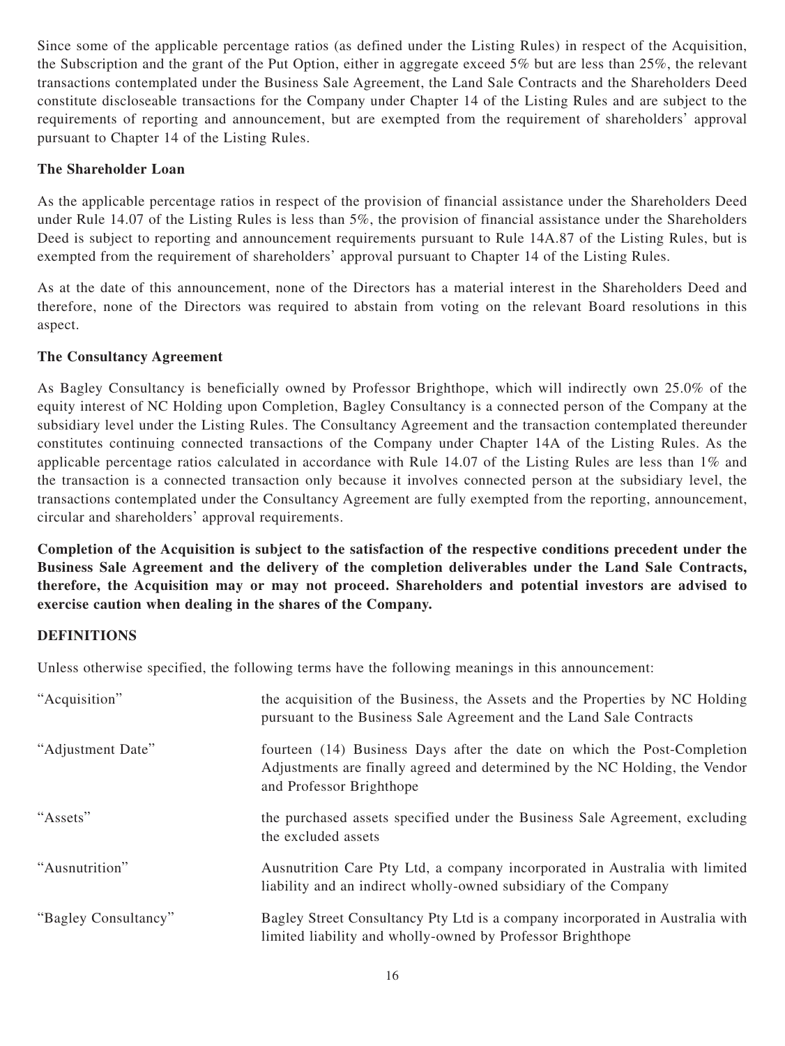Since some of the applicable percentage ratios (as defined under the Listing Rules) in respect of the Acquisition, the Subscription and the grant of the Put Option, either in aggregate exceed 5% but are less than 25%, the relevant transactions contemplated under the Business Sale Agreement, the Land Sale Contracts and the Shareholders Deed constitute discloseable transactions for the Company under Chapter 14 of the Listing Rules and are subject to the requirements of reporting and announcement, but are exempted from the requirement of shareholders' approval pursuant to Chapter 14 of the Listing Rules.

**The Shareholder Loan**

As the applicable percentage ratios in respect of the provision of financial assistance under the Shareholders Deed under Rule 14.07 of the Listing Rules is less than 5%, the provision of financial assistance under the Shareholders Deed is subject to reporting and announcement requirements pursuant to Rule 14A.87 of the Listing Rules, but is exempted from the requirement of shareholders' approval pursuant to Chapter 14 of the Listing Rules.

As at the date of this announcement, none of the Directors has a material interest in the Shareholders Deed and therefore, none of the Directors was required to abstain from voting on the relevant Board resolutions in this aspect.

**The Consultancy Agreement**

As Bagley Consultancy is beneficially owned by Professor Brighthope, which will indirectly own 25.0% of the equity interest of NC Holding upon Completion, Bagley Consultancy is a connected person of the Company at the subsidiary level under the Listing Rules. The Consultancy Agreement and the transaction contemplated thereunder constitutes continuing connected transactions of the Company under Chapter 14A of the Listing Rules. As the applicable percentage ratios calculated in accordance with Rule 14.07 of the Listing Rules are less than 1% and the transaction is a connected transaction only because it involves connected person at the subsidiary level, the transactions contemplated under the Consultancy Agreement are fully exempted from the reporting, announcement, circular and shareholders' approval requirements.

**Completion of the Acquisition is subject to the satisfaction of the respective conditions precedent under the Business Sale Agreement and the delivery of the completion deliverables under the Land Sale Contracts, therefore, the Acquisition may or may not proceed. Shareholders and potential investors are advised to exercise caution when dealing in the shares of the Company.**

**DEFINITIONS**

Unless otherwise specified, the following terms have the following meanings in this announcement:

| | |
|---|---|
| "Acquisition" | the acquisition of the Business, the Assets and the Properties by NC Holding pursuant to the Business Sale Agreement and the Land Sale Contracts |
| "Adjustment Date" | fourteen (14) Business Days after the date on which the Post-Completion Adjustments are finally agreed and determined by the NC Holding, the Vendor and Professor Brighthope |
| "Assets" | the purchased assets specified under the Business Sale Agreement, excluding the excluded assets |
| "Ausnutrition" | Ausnutrition Care Pty Ltd, a company incorporated in Australia with limited liability and an indirect wholly-owned subsidiary of the Company |
| "Bagley Consultancy" | Bagley Street Consultancy Pty Ltd is a company incorporated in Australia with limited liability and wholly-owned by Professor Brighthope |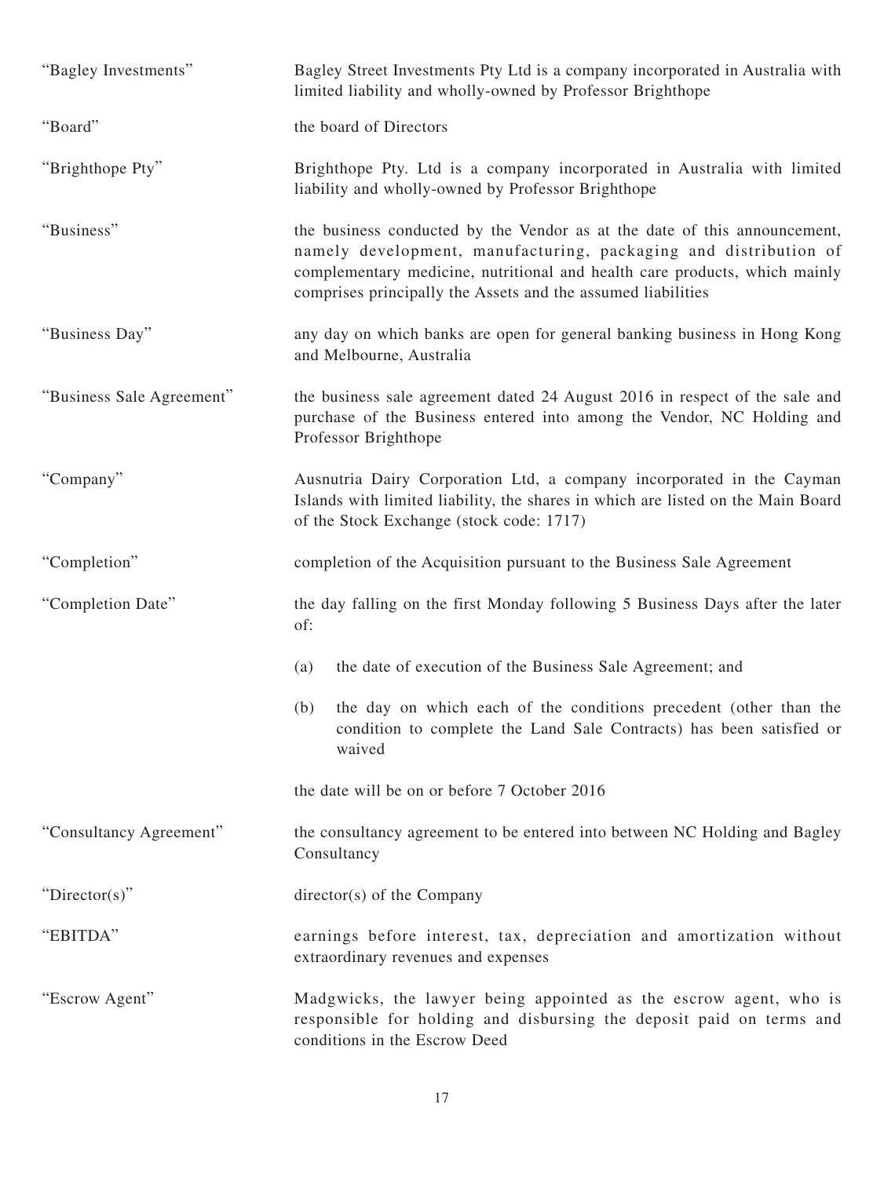| | |
|---|---|
| "Bagley Investments" | Bagley Street Investments Pty Ltd is a company incorporated in Australia with limited liability and wholly-owned by Professor Brighthope |
| "Board" | the board of Directors |
| "Brighthope Pty" | Brighthope Pty. Ltd is a company incorporated in Australia with limited liability and wholly-owned by Professor Brighthope |
| "Business" | the business conducted by the Vendor as at the date of this announcement, namely development, manufacturing, packaging and distribution of complementary medicine, nutritional and health care products, which mainly comprises principally the Assets and the assumed liabilities |
| "Business Day" | any day on which banks are open for general banking business in Hong Kong and Melbourne, Australia |
| "Business Sale Agreement" | the business sale agreement dated 24 August 2016 in respect of the sale and purchase of the Business entered into among the Vendor, NC Holding and Professor Brighthope |
| "Company" | Ausnutria Dairy Corporation Ltd, a company incorporated in the Cayman Islands with limited liability, the shares in which are listed on the Main Board of the Stock Exchange (stock code: 1717) |
| "Completion" | completion of the Acquisition pursuant to the Business Sale Agreement |
| "Completion Date" | the day falling on the first Monday following 5 Business Days after the later of:<br>(a) the date of execution of the Business Sale Agreement; and<br>(b) the day on which each of the conditions precedent (other than the condition to complete the Land Sale Contracts) has been satisfied or waived<br>the date will be on or before 7 October 2016 |
| "Consultancy Agreement" | the consultancy agreement to be entered into between NC Holding and Bagley Consultancy |
| "Director(s)" | director(s) of the Company |
| "EBITDA" | earnings before interest, tax, depreciation and amortization without extraordinary revenues and expenses |
| "Escrow Agent" | Madgwicks, the lawyer being appointed as the escrow agent, who is responsible for holding and disbursing the deposit paid on terms and conditions in the Escrow Deed |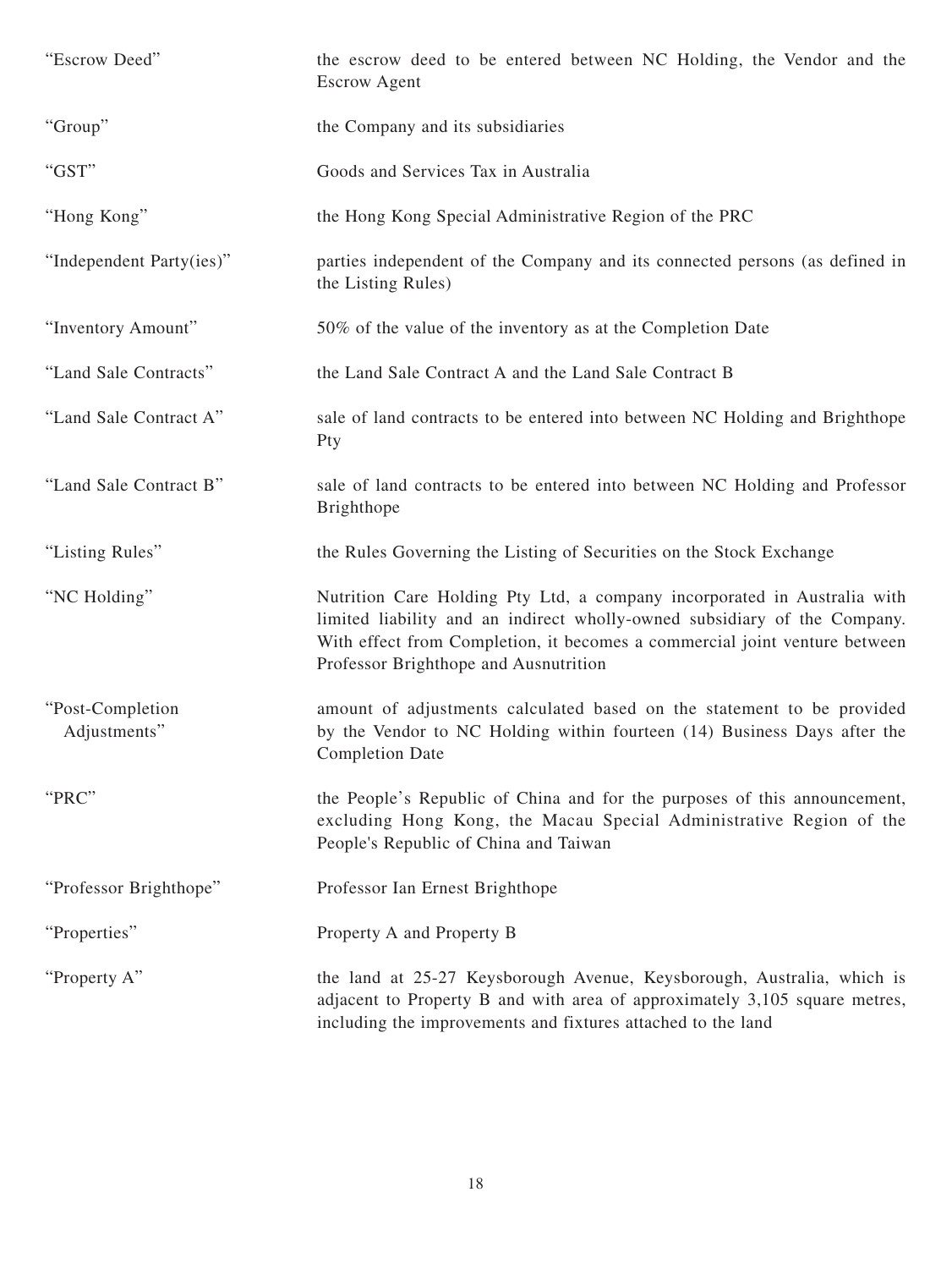| | |
|---|---|
| "Escrow Deed" | the escrow deed to be entered between NC Holding, the Vendor and the Escrow Agent |
| "Group" | the Company and its subsidiaries |
| "GST" | Goods and Services Tax in Australia |
| "Hong Kong" | the Hong Kong Special Administrative Region of the PRC |
| "Independent Party(ies)" | parties independent of the Company and its connected persons (as defined in the Listing Rules) |
| "Inventory Amount" | 50% of the value of the inventory as at the Completion Date |
| "Land Sale Contracts" | the Land Sale Contract A and the Land Sale Contract B |
| "Land Sale Contract A" | sale of land contracts to be entered into between NC Holding and Brighthope Pty |
| "Land Sale Contract B" | sale of land contracts to be entered into between NC Holding and Professor Brighthope |
| "Listing Rules" | the Rules Governing the Listing of Securities on the Stock Exchange |
| "NC Holding" | Nutrition Care Holding Pty Ltd, a company incorporated in Australia with limited liability and an indirect wholly-owned subsidiary of the Company. With effect from Completion, it becomes a commercial joint venture between Professor Brighthope and Ausnutrition |
| "Post-Completion Adjustments" | amount of adjustments calculated based on the statement to be provided by the Vendor to NC Holding within fourteen (14) Business Days after the Completion Date |
| "PRC" | the People's Republic of China and for the purposes of this announcement, excluding Hong Kong, the Macau Special Administrative Region of the People's Republic of China and Taiwan |
| "Professor Brighthope" | Professor Ian Ernest Brighthope |
| "Properties" | Property A and Property B |
| "Property A" | the land at 25-27 Keysborough Avenue, Keysborough, Australia, which is adjacent to Property B and with area of approximately 3,105 square metres, including the improvements and fixtures attached to the land |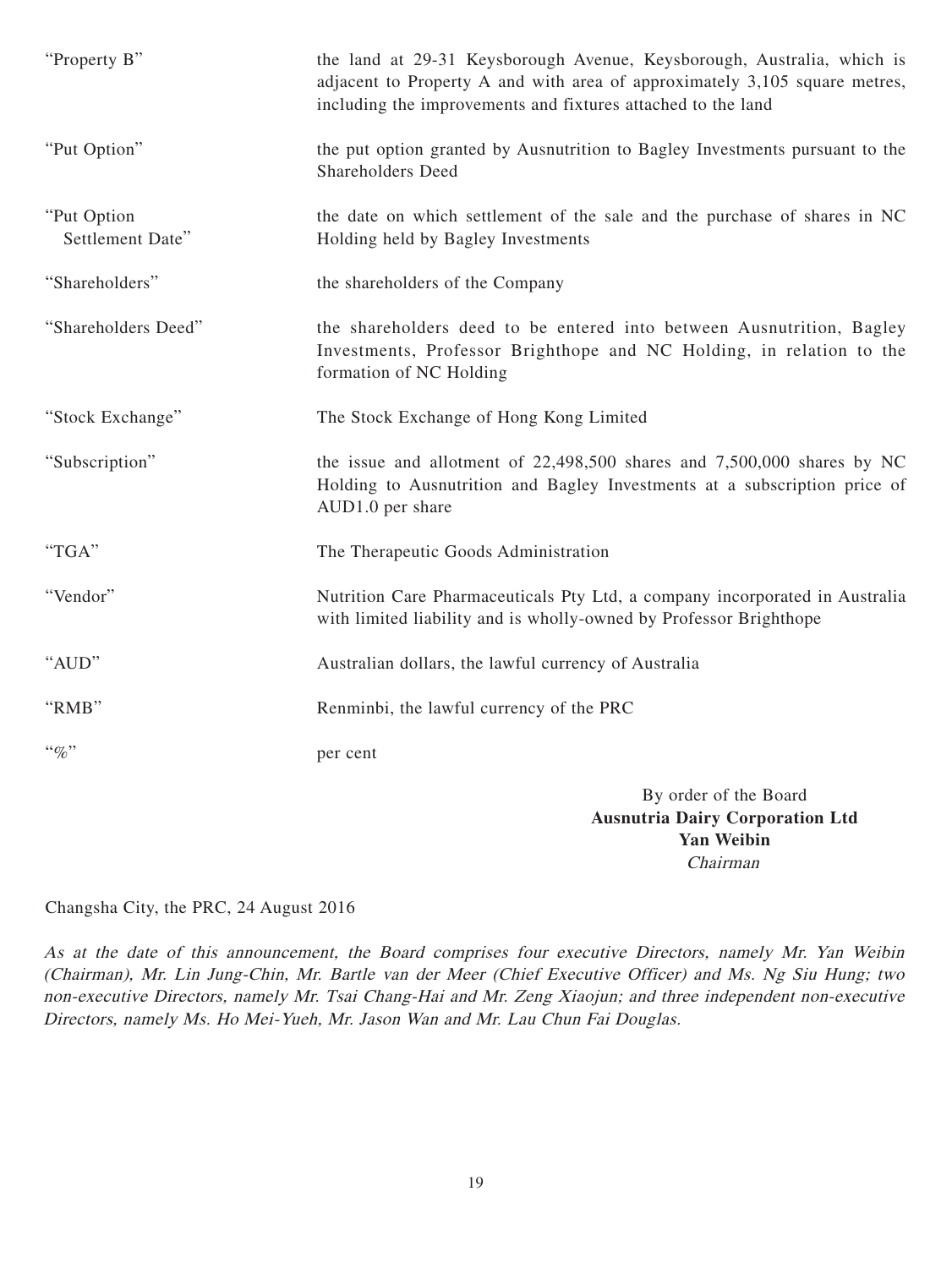| | |
|---|---|
| "Property B" | the land at 29-31 Keysborough Avenue, Keysborough, Australia, which is adjacent to Property A and with area of approximately 3,105 square metres, including the improvements and fixtures attached to the land |
| "Put Option" | the put option granted by Ausnutrition to Bagley Investments pursuant to the Shareholders Deed |
| "Put Option Settlement Date" | the date on which settlement of the sale and the purchase of shares in NC Holding held by Bagley Investments |
| "Shareholders" | the shareholders of the Company |
| "Shareholders Deed" | the shareholders deed to be entered into between Ausnutrition, Bagley Investments, Professor Brighthope and NC Holding, in relation to the formation of NC Holding |
| "Stock Exchange" | The Stock Exchange of Hong Kong Limited |
| "Subscription" | the issue and allotment of 22,498,500 shares and 7,500,000 shares by NC Holding to Ausnutrition and Bagley Investments at a subscription price of AUD1.0 per share |
| "TGA" | The Therapeutic Goods Administration |
| "Vendor" | Nutrition Care Pharmaceuticals Pty Ltd, a company incorporated in Australia with limited liability and is wholly-owned by Professor Brighthope |
| "AUD" | Australian dollars, the lawful currency of Australia |
| "RMB" | Renminbi, the lawful currency of the PRC |
| "%" | per cent |

By order of the Board
**Ausnutria Dairy Corporation Ltd**
**Yan Weibin**
*Chairman*

Changsha City, the PRC, 24 August 2016

*As at the date of this announcement, the Board comprises four executive Directors, namely Mr. Yan Weibin (Chairman), Mr. Lin Jung-Chin, Mr. Bartle van der Meer (Chief Executive Officer) and Ms. Ng Siu Hung; two non-executive Directors, namely Mr. Tsai Chang-Hai and Mr. Zeng Xiaojun; and three independent non-executive Directors, namely Ms. Ho Mei-Yueh, Mr. Jason Wan and Mr. Lau Chun Fai Douglas.*